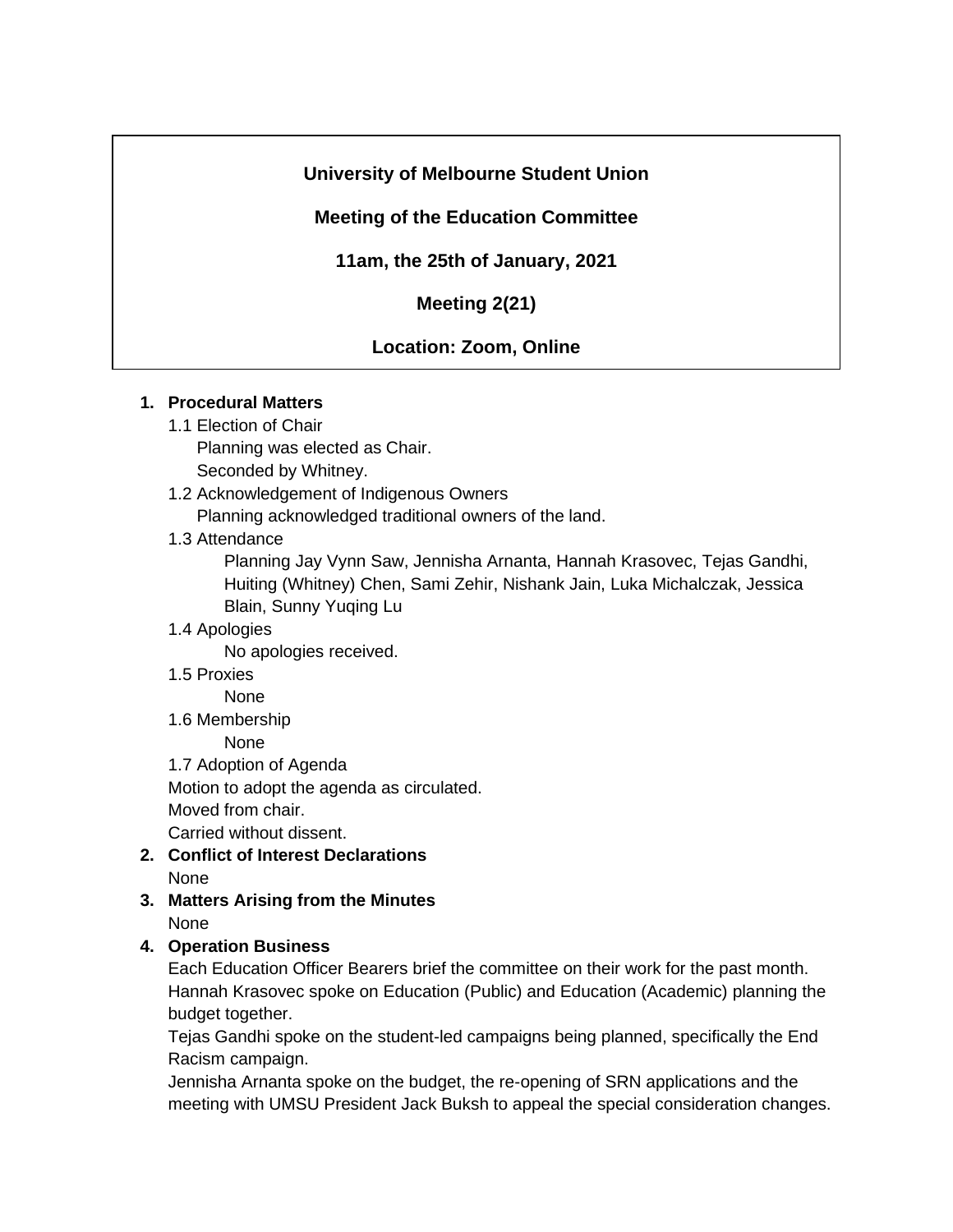**University of Melbourne Student Union**

**Meeting of the Education Committee**

**11am, the 25th of January, 2021**

**Meeting 2(21)**

**Location: Zoom, Online**

1. **Procedural Matters**

   1.1 Election of Chair

   Planning was elected as Chair.
   Seconded by Whitney.

   1.2 Acknowledgement of Indigenous Owners

   Planning acknowledged traditional owners of the land.

   1.3 Attendance

   Planning Jay Vynn Saw, Jennisha Arnanta, Hannah Krasovec, Tejas Gandhi, Huiting (Whitney) Chen, Sami Zehir, Nishank Jain, Luka Michalczak, Jessica Blain, Sunny Yuqing Lu

   1.4 Apologies

   No apologies received.

   1.5 Proxies

   None

   1.6 Membership

   None

   1.7 Adoption of Agenda

   Motion to adopt the agenda as circulated.
   Moved from chair.
   Carried without dissent.

2. **Conflict of Interest Declarations**

   None

3. **Matters Arising from the Minutes**

   None

4. **Operation Business**

   Each Education Officer Bearers brief the committee on their work for the past month.

   Hannah Krasovec spoke on Education (Public) and Education (Academic) planning the budget together.

   Tejas Gandhi spoke on the student-led campaigns being planned, specifically the End Racism campaign.

   Jennisha Arnanta spoke on the budget, the re-opening of SRN applications and the meeting with UMSU President Jack Buksh to appeal the special consideration changes.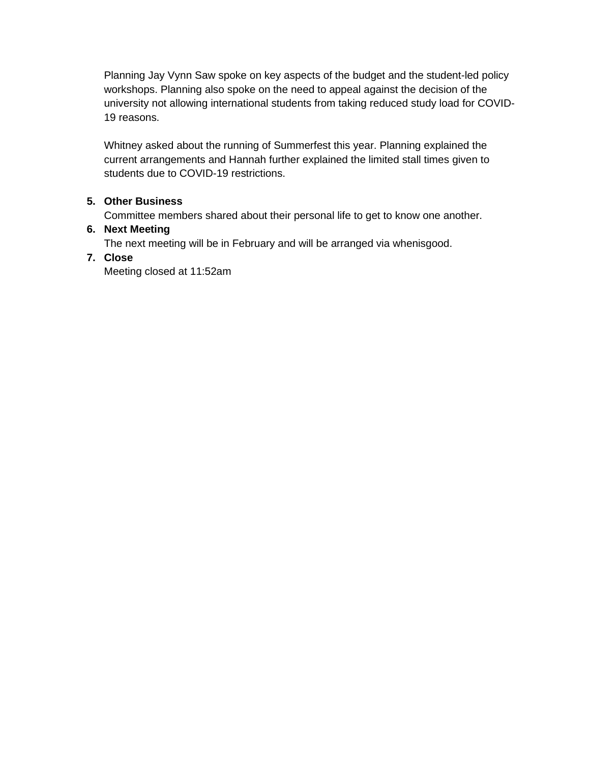Planning Jay Vynn Saw spoke on key aspects of the budget and the student-led policy workshops. Planning also spoke on the need to appeal against the decision of the university not allowing international students from taking reduced study load for COVID-19 reasons.

Whitney asked about the running of Summerfest this year. Planning explained the current arrangements and Hannah further explained the limited stall times given to students due to COVID-19 restrictions.

5. **Other Business**
   Committee members shared about their personal life to get to know one another.
6. **Next Meeting**
   The next meeting will be in February and will be arranged via whenisgood.
7. **Close**
   Meeting closed at 11:52am